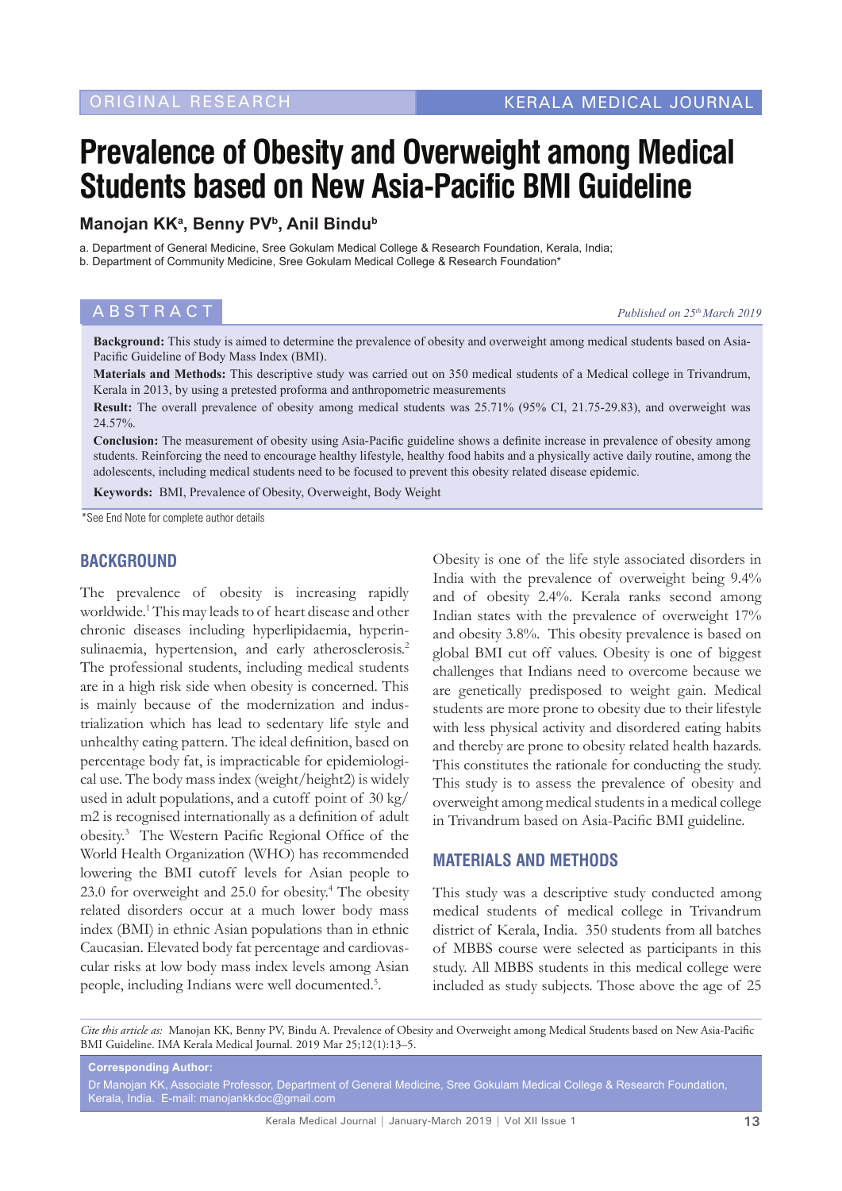ORIGINAL RESEARCH

# Prevalence of Obesity and Overweight among Medical Students based on New Asia-Pacific BMI Guideline

**Manojan KK[a], Benny PV[b], Anil Bindu[b]**

a. Department of General Medicine, Sree Gokulam Medical College & Research Foundation, Kerala, India;
b. Department of Community Medicine, Sree Gokulam Medical College & Research Foundation*

## ABSTRACT

*Published on 25th March 2019*

**Background:** This study is aimed to determine the prevalence of obesity and overweight among medical students based on Asia-Pacific Guideline of Body Mass Index (BMI).

**Materials and Methods:** This descriptive study was carried out on 350 medical students of a Medical college in Trivandrum, Kerala in 2013, by using a pretested proforma and anthropometric measurements

**Result:** The overall prevalence of obesity among medical students was 25.71% (95% CI, 21.75-29.83), and overweight was 24.57%.

**Conclusion:** The measurement of obesity using Asia-Pacific guideline shows a definite increase in prevalence of obesity among students. Reinforcing the need to encourage healthy lifestyle, healthy food habits and a physically active daily routine, among the adolescents, including medical students need to be focused to prevent this obesity related disease epidemic.

**Keywords:** BMI, Prevalence of Obesity, Overweight, Body Weight

*See End Note for complete author details

## BACKGROUND

The prevalence of obesity is increasing rapidly worldwide.[1] This may leads to of heart disease and other chronic diseases including hyperlipidaemia, hyperinsulinaemia, hypertension, and early atherosclerosis.[2] The professional students, including medical students are in a high risk side when obesity is concerned. This is mainly because of the modernization and industrialization which has lead to sedentary life style and unhealthy eating pattern. The ideal definition, based on percentage body fat, is impracticable for epidemiological use. The body mass index (weight/height2) is widely used in adult populations, and a cutoff point of 30 kg/m2 is recognised internationally as a definition of adult obesity.[3] The Western Pacific Regional Office of the World Health Organization (WHO) has recommended lowering the BMI cutoff levels for Asian people to 23.0 for overweight and 25.0 for obesity.[4] The obesity related disorders occur at a much lower body mass index (BMI) in ethnic Asian populations than in ethnic Caucasian. Elevated body fat percentage and cardiovascular risks at low body mass index levels among Asian people, including Indians were well documented.[5].

Obesity is one of the life style associated disorders in India with the prevalence of overweight being 9.4% and of obesity 2.4%. Kerala ranks second among Indian states with the prevalence of overweight 17% and obesity 3.8%. This obesity prevalence is based on global BMI cut off values. Obesity is one of biggest challenges that Indians need to overcome because we are genetically predisposed to weight gain. Medical students are more prone to obesity due to their lifestyle with less physical activity and disordered eating habits and thereby are prone to obesity related health hazards. This constitutes the rationale for conducting the study. This study is to assess the prevalence of obesity and overweight among medical students in a medical college in Trivandrum based on Asia-Pacific BMI guideline.

## MATERIALS AND METHODS

This study was a descriptive study conducted among medical students of medical college in Trivandrum district of Kerala, India. 350 students from all batches of MBBS course were selected as participants in this study. All MBBS students in this medical college were included as study subjects. Those above the age of 25

*Cite this article as:* Manojan KK, Benny PV, Bindu A. Prevalence of Obesity and Overweight among Medical Students based on New Asia-Pacific BMI Guideline. IMA Kerala Medical Journal. 2019 Mar 25;12(1):13–5.

**Corresponding Author:**
Dr Manojan KK, Associate Professor, Department of General Medicine, Sree Gokulam Medical College & Research Foundation, Kerala, India. E-mail: manojankkdoc@gmail.com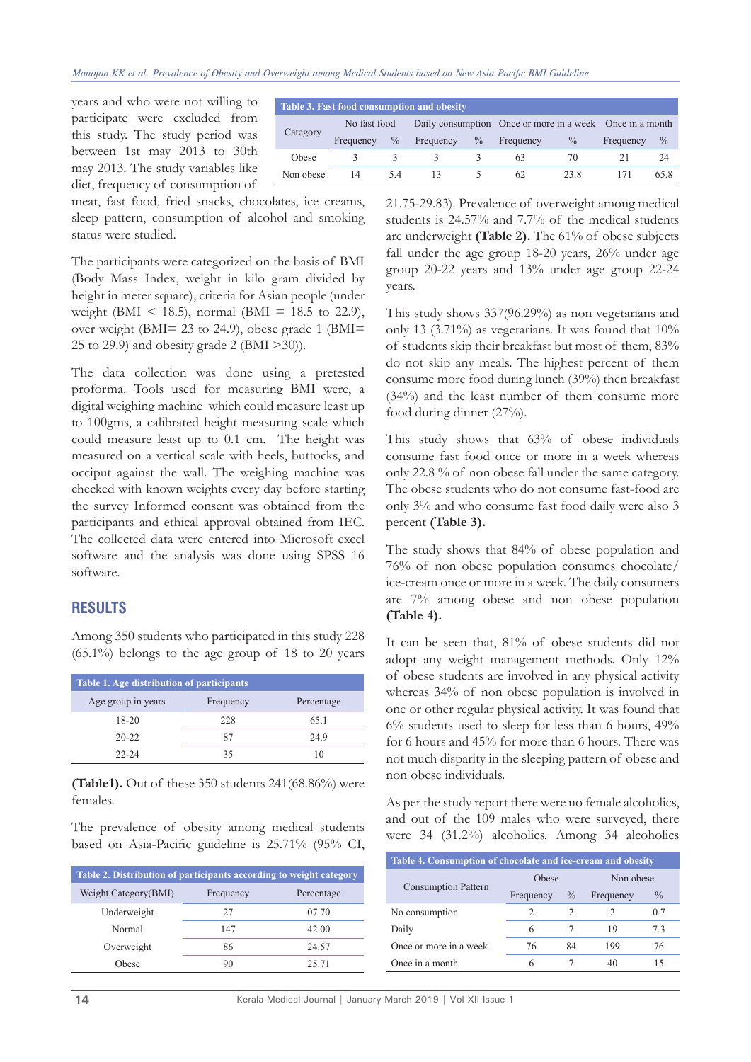years and who were not willing to participate were excluded from this study. The study period was between 1st may 2013 to 30th may 2013. The study variables like diet, frequency of consumption of meat, fast food, fried snacks, chocolates, ice creams, sleep pattern, consumption of alcohol and smoking status were studied.

The participants were categorized on the basis of BMI (Body Mass Index, weight in kilo gram divided by height in meter square), criteria for Asian people (under weight (BMI < 18.5), normal (BMI = 18.5 to 22.9), over weight (BMI= 23 to 24.9), obese grade 1 (BMI= 25 to 29.9) and obesity grade 2 (BMI >30)).

The data collection was done using a pretested proforma. Tools used for measuring BMI were, a digital weighing machine which could measure least up to 100gms, a calibrated height measuring scale which could measure least up to 0.1 cm. The height was measured on a vertical scale with heels, buttocks, and occiput against the wall. The weighing machine was checked with known weights every day before starting the survey Informed consent was obtained from the participants and ethical approval obtained from IEC. The collected data were entered into Microsoft excel software and the analysis was done using SPSS 16 software.

## RESULTS

Among 350 students who participated in this study 228 (65.1%) belongs to the age group of 18 to 20 years

**Table 1. Age distribution of participants**

| Age group in years | Frequency | Percentage |
|---|---|---|
| 18-20 | 228 | 65.1 |
| 20-22 | 87 | 24.9 |
| 22-24 | 35 | 10 |

**(Table1).** Out of these 350 students 241(68.86%) were females.

The prevalence of obesity among medical students based on Asia-Pacific guideline is 25.71% (95% CI, 21.75-29.83). Prevalence of overweight among medical students is 24.57% and 7.7% of the medical students are underweight **(Table 2).** The 61% of obese subjects fall under the age group 18-20 years, 26% under age group 20-22 years and 13% under age group 22-24 years.

**Table 2. Distribution of participants according to weight category**

| Weight Category(BMI) | Frequency | Percentage |
|---|---|---|
| Underweight | 27 | 07.70 |
| Normal | 147 | 42.00 |
| Overweight | 86 | 24.57 |
| Obese | 90 | 25.71 |

This study shows 337(96.29%) as non vegetarians and only 13 (3.71%) as vegetarians. It was found that 10% of students skip their breakfast but most of them, 83% do not skip any meals. The highest percent of them consume more food during lunch (39%) then breakfast (34%) and the least number of them consume more food during dinner (27%).

This study shows that 63% of obese individuals consume fast food once or more in a week whereas only 22.8 % of non obese fall under the same category. The obese students who do not consume fast-food are only 3% and who consume fast food daily were also 3 percent **(Table 3).**

**Table 3. Fast food consumption and obesity**

| Category | No fast food | | Daily consumption | | Once or more in a week | | Once in a month | |
|---|---|---|---|---|---|---|---|---|
| | Frequency | % | Frequency | % | Frequency | % | Frequency | % |
| Obese | 3 | 3 | 3 | 3 | 63 | 70 | 21 | 24 |
| Non obese | 14 | 5.4 | 13 | 5 | 62 | 23.8 | 171 | 65.8 |

The study shows that 84% of obese population and 76% of non obese population consumes chocolate/ice-cream once or more in a week. The daily consumers are 7% among obese and non obese population **(Table 4).**

**Table 4. Consumption of chocolate and ice-cream and obesity**

| Consumption Pattern | Obese | | Non obese | |
|---|---|---|---|---|
| | Frequency | % | Frequency | % |
| No consumption | 2 | 2 | 2 | 0.7 |
| Daily | 6 | 7 | 19 | 7.3 |
| Once or more in a week | 76 | 84 | 199 | 76 |
| Once in a month | 6 | 7 | 40 | 15 |

It can be seen that, 81% of obese students did not adopt any weight management methods. Only 12% of obese students are involved in any physical activity whereas 34% of non obese population is involved in one or other regular physical activity. It was found that 6% students used to sleep for less than 6 hours, 49% for 6 hours and 45% for more than 6 hours. There was not much disparity in the sleeping pattern of obese and non obese individuals.

As per the study report there were no female alcoholics, and out of the 109 males who were surveyed, there were 34 (31.2%) alcoholics. Among 34 alcoholics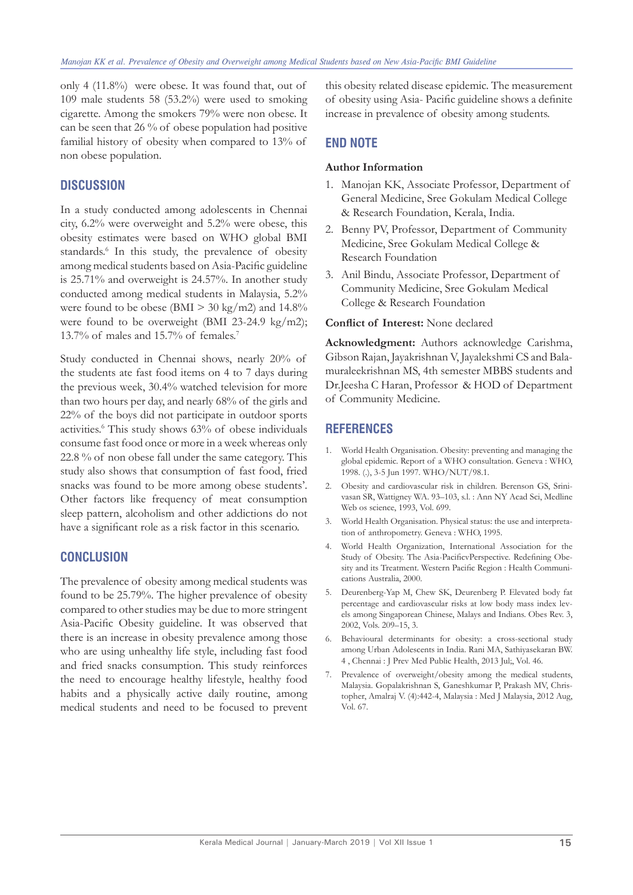only 4 (11.8%) were obese. It was found that, out of 109 male students 58 (53.2%) were used to smoking cigarette. Among the smokers 79% were non obese. It can be seen that 26 % of obese population had positive familial history of obesity when compared to 13% of non obese population.

## DISCUSSION

In a study conducted among adolescents in Chennai city, 6.2% were overweight and 5.2% were obese, this obesity estimates were based on WHO global BMI standards.[6] In this study, the prevalence of obesity among medical students based on Asia-Pacific guideline is 25.71% and overweight is 24.57%. In another study conducted among medical students in Malaysia, 5.2% were found to be obese (BMI > 30 kg/m2) and 14.8% were found to be overweight (BMI 23-24.9 kg/m2); 13.7% of males and 15.7% of females.[7]

Study conducted in Chennai shows, nearly 20% of the students ate fast food items on 4 to 7 days during the previous week, 30.4% watched television for more than two hours per day, and nearly 68% of the girls and 22% of the boys did not participate in outdoor sports activities.[6] This study shows 63% of obese individuals consume fast food once or more in a week whereas only 22.8 % of non obese fall under the same category. This study also shows that consumption of fast food, fried snacks was found to be more among obese students'. Other factors like frequency of meat consumption sleep pattern, alcoholism and other addictions do not have a significant role as a risk factor in this scenario.

## CONCLUSION

The prevalence of obesity among medical students was found to be 25.79%. The higher prevalence of obesity compared to other studies may be due to more stringent Asia-Pacific Obesity guideline. It was observed that there is an increase in obesity prevalence among those who are using unhealthy life style, including fast food and fried snacks consumption. This study reinforces the need to encourage healthy lifestyle, healthy food habits and a physically active daily routine, among medical students and need to be focused to prevent this obesity related disease epidemic. The measurement of obesity using Asia- Pacific guideline shows a definite increase in prevalence of obesity among students.

## END NOTE

### Author Information

1. Manojan KK, Associate Professor, Department of General Medicine, Sree Gokulam Medical College & Research Foundation, Kerala, India.
2. Benny PV, Professor, Department of Community Medicine, Sree Gokulam Medical College & Research Foundation
3. Anil Bindu, Associate Professor, Department of Community Medicine, Sree Gokulam Medical College & Research Foundation

**Conflict of Interest:** None declared

**Acknowledgment:** Authors acknowledge Carishma, Gibson Rajan, Jayakrishnan V, Jayalekshmi CS and Balamuraleekrishnan MS, 4th semester MBBS students and Dr.Jeesha C Haran, Professor & HOD of Department of Community Medicine.

## REFERENCES

1. World Health Organisation. Obesity: preventing and managing the global epidemic. Report of a WHO consultation. Geneva : WHO, 1998. (.), 3-5 Jun 1997. WHO/NUT/98.1.
2. Obesity and cardiovascular risk in children. Berenson GS, Srinivasan SR, Wattigney WA. 93–103, s.l. : Ann NY Acad Sci, Medline Web os science, 1993, Vol. 699.
3. World Health Organisation. Physical status: the use and interpretation of anthropometry. Geneva : WHO, 1995.
4. World Health Organization, International Association for the Study of Obesity. The Asia-PacificvPerspective. Redefining Obesity and its Treatment. Western Pacific Region : Health Communications Australia, 2000.
5. Deurenberg-Yap M, Chew SK, Deurenberg P. Elevated body fat percentage and cardiovascular risks at low body mass index levels among Singaporean Chinese, Malays and Indians. Obes Rev. 3, 2002, Vols. 209–15, 3.
6. Behavioural determinants for obesity: a cross-sectional study among Urban Adolescents in India. Rani MA, Sathiyasekaran BW. 4 , Chennai : J Prev Med Public Health, 2013 Jul;, Vol. 46.
7. Prevalence of overweight/obesity among the medical students, Malaysia. Gopalakrishnan S, Ganeshkumar P, Prakash MV, Christopher, Amalraj V. (4):442-4, Malaysia : Med J Malaysia, 2012 Aug, Vol. 67.